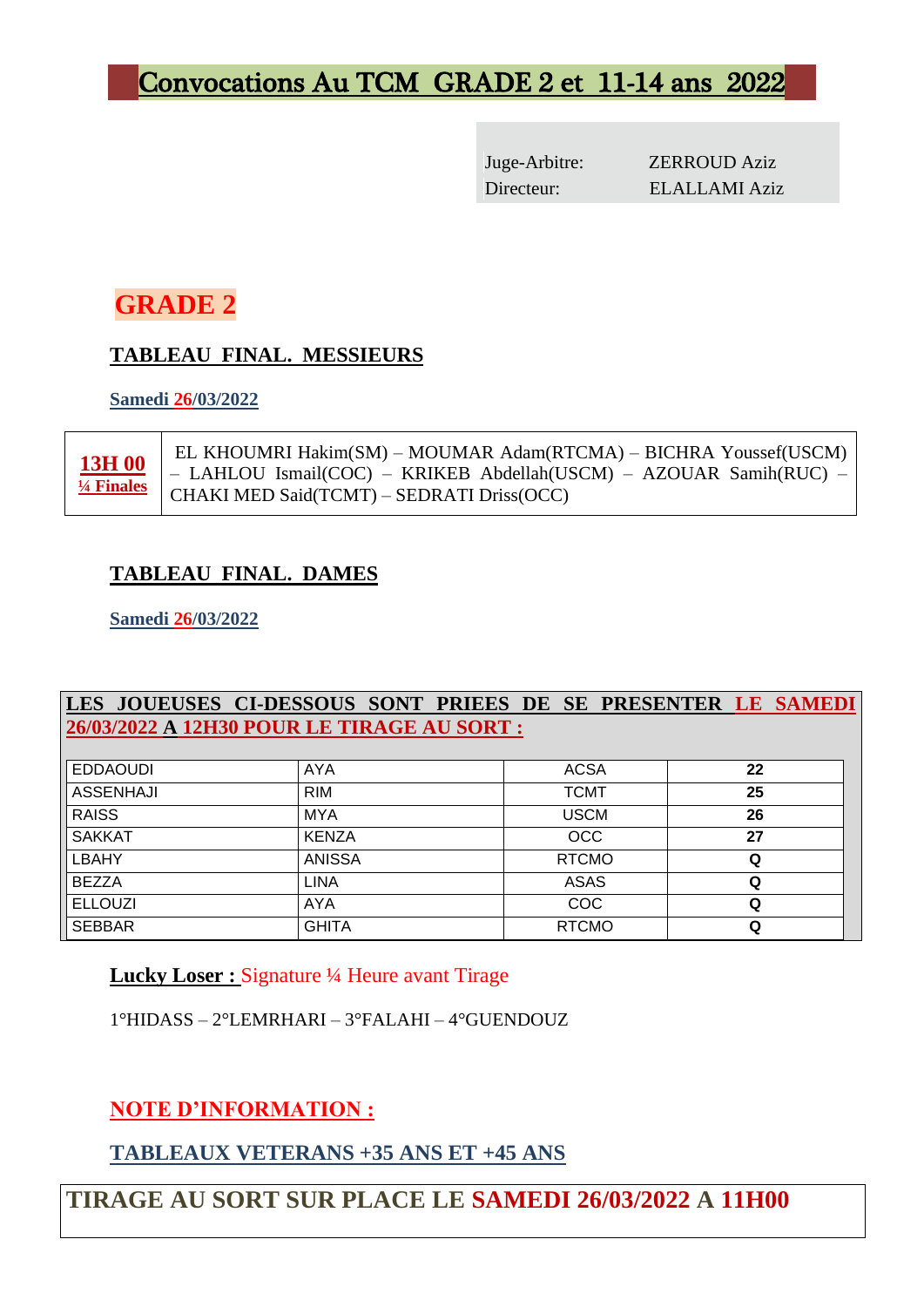# Convocations Au TCM GRADE 2 et 11-14 ans 2022

| | |
|---|---|
| Juge-Arbitre: | ZERROUD Aziz |
| Directeur: | ELALLAMI Aziz |

## GRADE 2

### TABLEAU FINAL. MESSIEURS

**Samedi 26/03/2022**

| | |
|---|---|
| **13H 00** **¼ Finales** | EL KHOUMRI Hakim(SM) – MOUMAR Adam(RTCMA) – BICHRA Youssef(USCM) – LAHLOU Ismail(COC) – KRIKEB Abdellah(USCM) – AZOUAR Samih(RUC) – CHAKI MED Said(TCMT) – SEDRATI Driss(OCC) |

### TABLEAU FINAL. DAMES

**Samedi 26/03/2022**

**LES JOUEUSES CI-DESSOUS SONT PRIEES DE SE PRESENTER LE SAMEDI 26/03/2022 A 12H30 POUR LE TIRAGE AU SORT :**

| | | | |
|---|---|---|---|
| EDDAOUDI | AYA | ACSA | **22** |
| ASSENHAJI | RIM | TCMT | **25** |
| RAISS | MYA | USCM | **26** |
| SAKKAT | KENZA | OCC | **27** |
| LBAHY | ANISSA | RTCMO | **Q** |
| BEZZA | LINA | ASAS | **Q** |
| ELLOUZI | AYA | COC | **Q** |
| SEBBAR | GHITA | RTCMO | **Q** |

**Lucky Loser :** Signature ¼ Heure avant Tirage

1°HIDASS – 2°LEMRHARI – 3°FALAHI – 4°GUENDOUZ

**NOTE D'INFORMATION :**

**TABLEAUX VETERANS +35 ANS ET +45 ANS**

**TIRAGE AU SORT SUR PLACE LE SAMEDI 26/03/2022 A 11H00**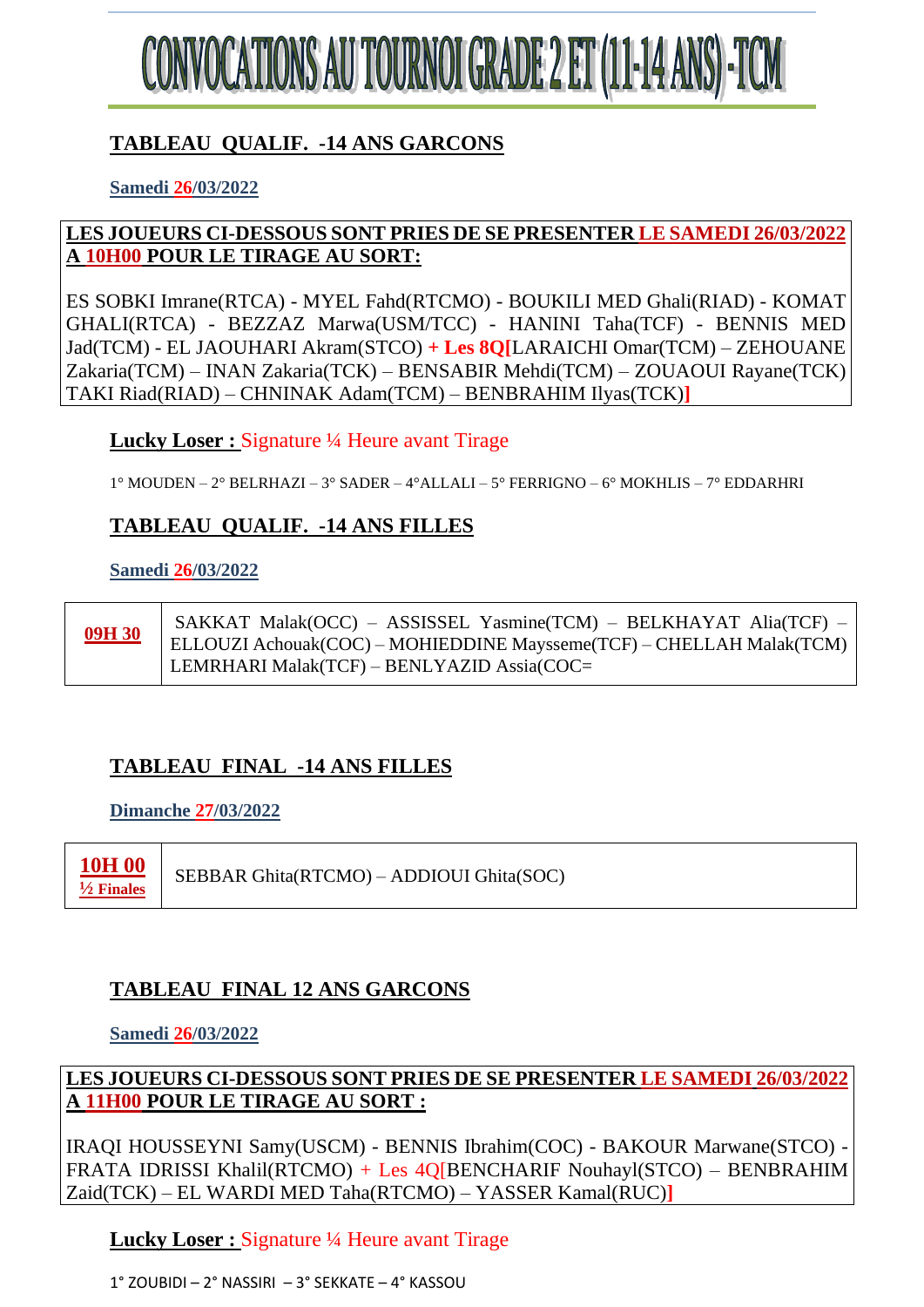# CONVOCATIONS AU TOURNOI GRADE 2 ET (11-14 ANS) -TCM

## TABLEAU QUALIF. -14 ANS GARCONS

**Samedi 26/03/2022**

**LES JOUEURS CI-DESSOUS SONT PRIES DE SE PRESENTER LE SAMEDI 26/03/2022 A 10H00 POUR LE TIRAGE AU SORT:**

ES SOBKI Imrane(RTCA) - MYEL Fahd(RTCMO) - BOUKILI MED Ghali(RIAD) - KOMAT GHALI(RTCA) - BEZZAZ Marwa(USM/TCC) - HANINI Taha(TCF) - BENNIS MED Jad(TCM) - EL JAOUHARI Akram(STCO) **+ Les 8Q[**LARAICHI Omar(TCM) – ZEHOUANE Zakaria(TCM) – INAN Zakaria(TCK) – BENSABIR Mehdi(TCM) – ZOUAOUI Rayane(TCK) TAKI Riad(RIAD) – CHNINAK Adam(TCM) – BENBRAHIM Ilyas(TCK)**]**

**Lucky Loser :** Signature ¼ Heure avant Tirage

1° MOUDEN – 2° BELRHAZI – 3° SADER – 4°ALLALI – 5° FERRIGNO – 6° MOKHLIS – 7° EDDARHRI

## TABLEAU QUALIF. -14 ANS FILLES

**Samedi 26/03/2022**

| | |
|---|---|
| **09H 30** | SAKKAT Malak(OCC) – ASSISSEL Yasmine(TCM) – BELKHAYAT Alia(TCF) – ELLOUZI Achouak(COC) – MOHIEDDINE Maysseme(TCF) – CHELLAH Malak(TCM) LEMRHARI Malak(TCF) – BENLYAZID Assia(COC= |

## TABLEAU FINAL -14 ANS FILLES

**Dimanche 27/03/2022**

| | |
|---|---|
| **10H 00** **½ Finales** | SEBBAR Ghita(RTCMO) – ADDIOUI Ghita(SOC) |

## TABLEAU FINAL 12 ANS GARCONS

**Samedi 26/03/2022**

**LES JOUEURS CI-DESSOUS SONT PRIES DE SE PRESENTER LE SAMEDI 26/03/2022 A 11H00 POUR LE TIRAGE AU SORT :**

IRAQI HOUSSEYNI Samy(USCM) - BENNIS Ibrahim(COC) - BAKOUR Marwane(STCO) - FRATA IDRISSI Khalil(RTCMO) + Les 4Q[BENCHARIF Nouhayl(STCO) – BENBRAHIM Zaid(TCK) – EL WARDI MED Taha(RTCMO) – YASSER Kamal(RUC)**]**

**Lucky Loser :** Signature ¼ Heure avant Tirage

1° ZOUBIDI – 2° NASSIRI – 3° SEKKATE – 4° KASSOU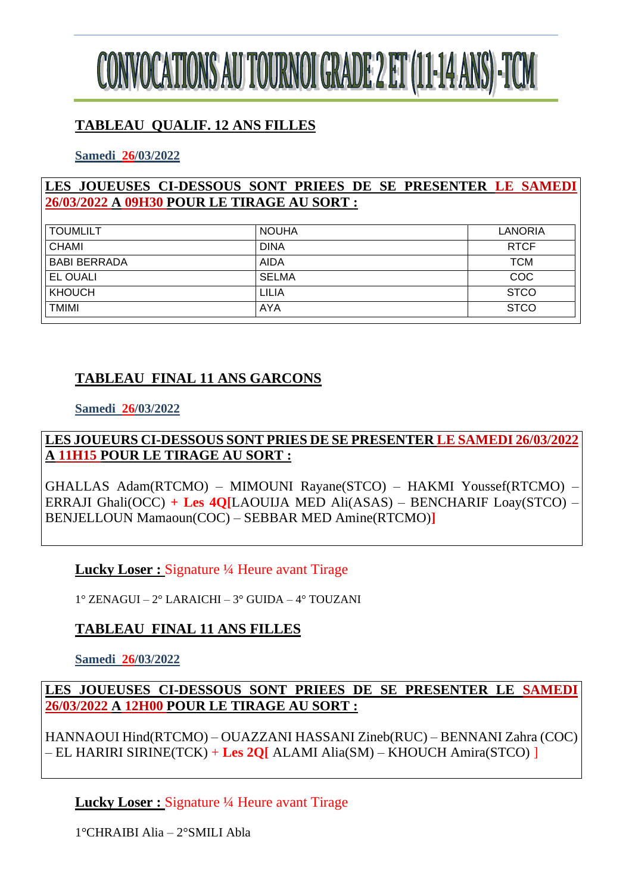# CONVOCATIONS AU TOURNOI GRADE 2 ET (11-14 ANS) -TCM

## TABLEAU QUALIF. 12 ANS FILLES

**Samedi 26/03/2022**

**LES JOUEUSES CI-DESSOUS SONT PRIEES DE SE PRESENTER LE SAMEDI 26/03/2022 A 09H30 POUR LE TIRAGE AU SORT :**

| | | |
|---|---|---|
| TOUMLILT | NOUHA | LANORIA |
| CHAMI | DINA | RTCF |
| BABI BERRADA | AIDA | TCM |
| EL OUALI | SELMA | COC |
| KHOUCH | LILIA | STCO |
| TMIMI | AYA | STCO |

## TABLEAU FINAL 11 ANS GARCONS

**Samedi 26/03/2022**

**LES JOUEURS CI-DESSOUS SONT PRIES DE SE PRESENTER LE SAMEDI 26/03/2022 A 11H15 POUR LE TIRAGE AU SORT :**

GHALLAS Adam(RTCMO) – MIMOUNI Rayane(STCO) – HAKMI Youssef(RTCMO) – ERRAJI Ghali(OCC) **+ Les 4Q[**LAOUIJA MED Ali(ASAS) – BENCHARIF Loay(STCO) – BENJELLOUN Mamaoun(COC) – SEBBAR MED Amine(RTCMO)**]**

**Lucky Loser :** Signature ¼ Heure avant Tirage

1° ZENAGUI – 2° LARAICHI – 3° GUIDA – 4° TOUZANI

## TABLEAU FINAL 11 ANS FILLES

**Samedi 26/03/2022**

**LES JOUEUSES CI-DESSOUS SONT PRIEES DE SE PRESENTER LE SAMEDI 26/03/2022 A 12H00 POUR LE TIRAGE AU SORT :**

HANNAOUI Hind(RTCMO) – OUAZZANI HASSANI Zineb(RUC) – BENNANI Zahra (COC) – EL HARIRI SIRINE(TCK) + **Les 2Q[** ALAMI Alia(SM) – KHOUCH Amira(STCO) ]

**Lucky Loser :** Signature ¼ Heure avant Tirage

1°CHRAIBI Alia – 2°SMILI Abla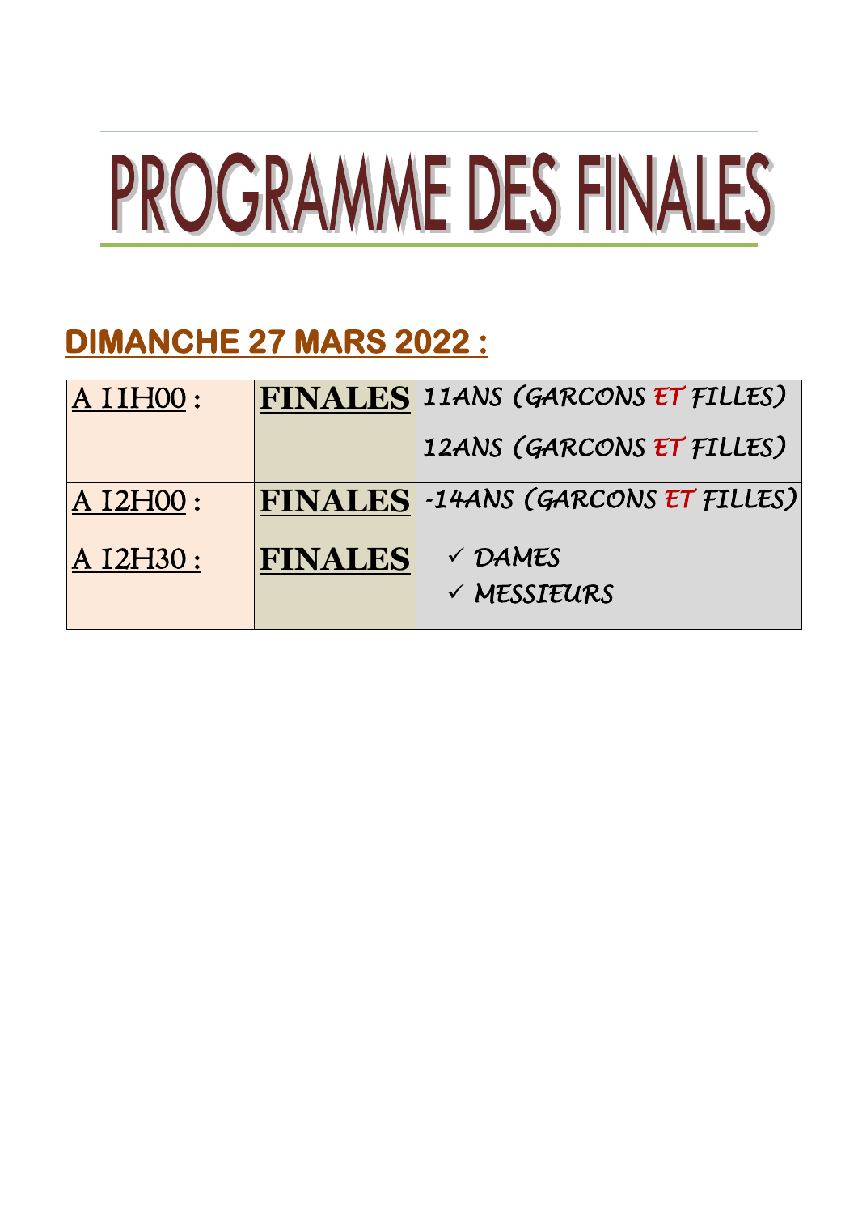# PROGRAMME DES FINALES

## DIMANCHE 27 MARS 2022 :

| | | |
|---|---|---|
| A 11H00 : | **FINALES** | *11ANS (GARCONS ET FILLES)*<br>*12ANS (GARCONS ET FILLES)* |
| A 12H00 : | **FINALES** | *-14ANS (GARCONS ET FILLES)* |
| A 12H30 : | **FINALES** | ✓ *DAMES*<br>✓ *MESSIEURS* |